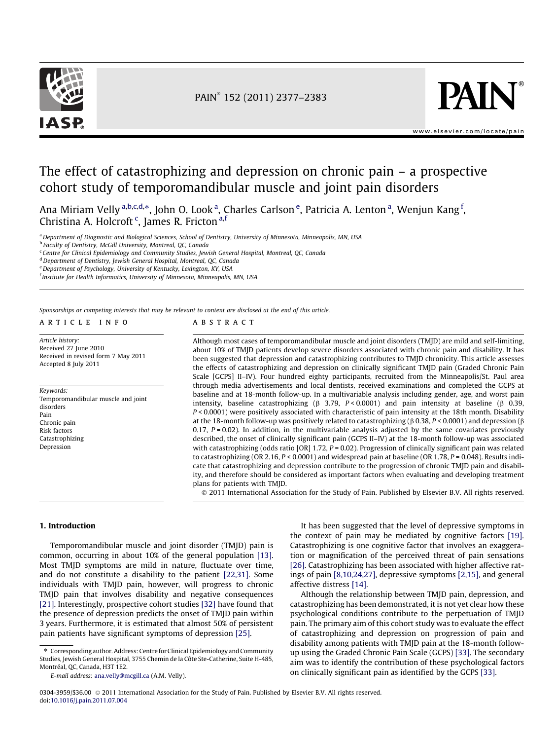# The effect of catastrophizing and depression on chronic pain – a prospective cohort study of temporomandibular muscle and joint pain disorders

Ana Miriam Velly [a,b,c,d,*], John O. Look [a], Charles Carlson [e], Patricia A. Lenton [a], Wenjun Kang [f], Christina A. Holcroft [c], James R. Fricton [a,f]

[a] Department of Diagnostic and Biological Sciences, School of Dentistry, University of Minnesota, Minneapolis, MN, USA
[b] Faculty of Dentistry, McGill University, Montreal, QC, Canada
[c] Centre for Clinical Epidemiology and Community Studies, Jewish General Hospital, Montreal, QC, Canada
[d] Department of Dentistry, Jewish General Hospital, Montreal, QC, Canada
[e] Department of Psychology, University of Kentucky, Lexington, KY, USA
[f] Institute for Health Informatics, University of Minnesota, Minneapolis, MN, USA

*Sponsorships or competing interests that may be relevant to content are disclosed at the end of this article.*

## ARTICLE INFO

*Article history:*
Received 27 June 2010
Received in revised form 7 May 2011
Accepted 8 July 2011

*Keywords:*
Temporomandibular muscle and joint disorders
Pain
Chronic pain
Risk factors
Catastrophizing
Depression

## ABSTRACT

Although most cases of temporomandibular muscle and joint disorders (TMJD) are mild and self-limiting, about 10% of TMJD patients develop severe disorders associated with chronic pain and disability. It has been suggested that depression and catastrophizing contributes to TMJD chronicity. This article assesses the effects of catastrophizing and depression on clinically significant TMJD pain (Graded Chronic Pain Scale [GCPS] II–IV). Four hundred eighty participants, recruited from the Minneapolis/St. Paul area through media advertisements and local dentists, received examinations and completed the GCPS at baseline and at 18-month follow-up. In a multivariable analysis including gender, age, and worst pain intensity, baseline catastrophizing (β 3.79, $P < 0.0001$) and pain intensity at baseline (β 0.39, $P < 0.0001$) were positively associated with characteristic of pain intensity at the 18th month. Disability at the 18-month follow-up was positively related to catastrophizing (β 0.38, $P < 0.0001$) and depression (β 0.17, $P = 0.02$). In addition, in the multivariable analysis adjusted by the same covariates previously described, the onset of clinically significant pain (GCPS II–IV) at the 18-month follow-up was associated with catastrophizing (odds ratio [OR] 1.72, $P = 0.02$). Progression of clinically significant pain was related to catastrophizing (OR 2.16, $P < 0.0001$) and widespread pain at baseline (OR 1.78, $P = 0.048$). Results indicate that catastrophizing and depression contribute to the progression of chronic TMJD pain and disability, and therefore should be considered as important factors when evaluating and developing treatment plans for patients with TMJD.

© 2011 International Association for the Study of Pain. Published by Elsevier B.V. All rights reserved.

## 1. Introduction

Temporomandibular muscle and joint disorder (TMJD) pain is common, occurring in about 10% of the general population [13]. Most TMJD symptoms are mild in nature, fluctuate over time, and do not constitute a disability to the patient [22,31]. Some individuals with TMJD pain, however, will progress to chronic TMJD pain that involves disability and negative consequences [21]. Interestingly, prospective cohort studies [32] have found that the presence of depression predicts the onset of TMJD pain within 3 years. Furthermore, it is estimated that almost 50% of persistent pain patients have significant symptoms of depression [25].

It has been suggested that the level of depressive symptoms in the context of pain may be mediated by cognitive factors [19]. Catastrophizing is one cognitive factor that involves an exaggeration or magnification of the perceived threat of pain sensations [26]. Catastrophizing has been associated with higher affective ratings of pain [8,10,24,27], depressive symptoms [2,15], and general affective distress [14].

Although the relationship between TMJD pain, depression, and catastrophizing has been demonstrated, it is not yet clear how these psychological conditions contribute to the perpetuation of TMJD pain. The primary aim of this cohort study was to evaluate the effect of catastrophizing and depression on progression of pain and disability among patients with TMJD pain at the 18-month follow-up using the Graded Chronic Pain Scale (GCPS) [33]. The secondary aim was to identify the contribution of these psychological factors on clinically significant pain as identified by the GCPS [33].

\* Corresponding author. Address: Centre for Clinical Epidemiology and Community Studies, Jewish General Hospital, 3755 Chemin de la Côte Ste-Catherine, Suite H-485, Montréal, QC, Canada, H3T 1E2.
*E-mail address:* ana.velly@mcgill.ca (A.M. Velly).

0304-3959/$36.00 © 2011 International Association for the Study of Pain. Published by Elsevier B.V. All rights reserved.
doi:10.1016/j.pain.2011.07.004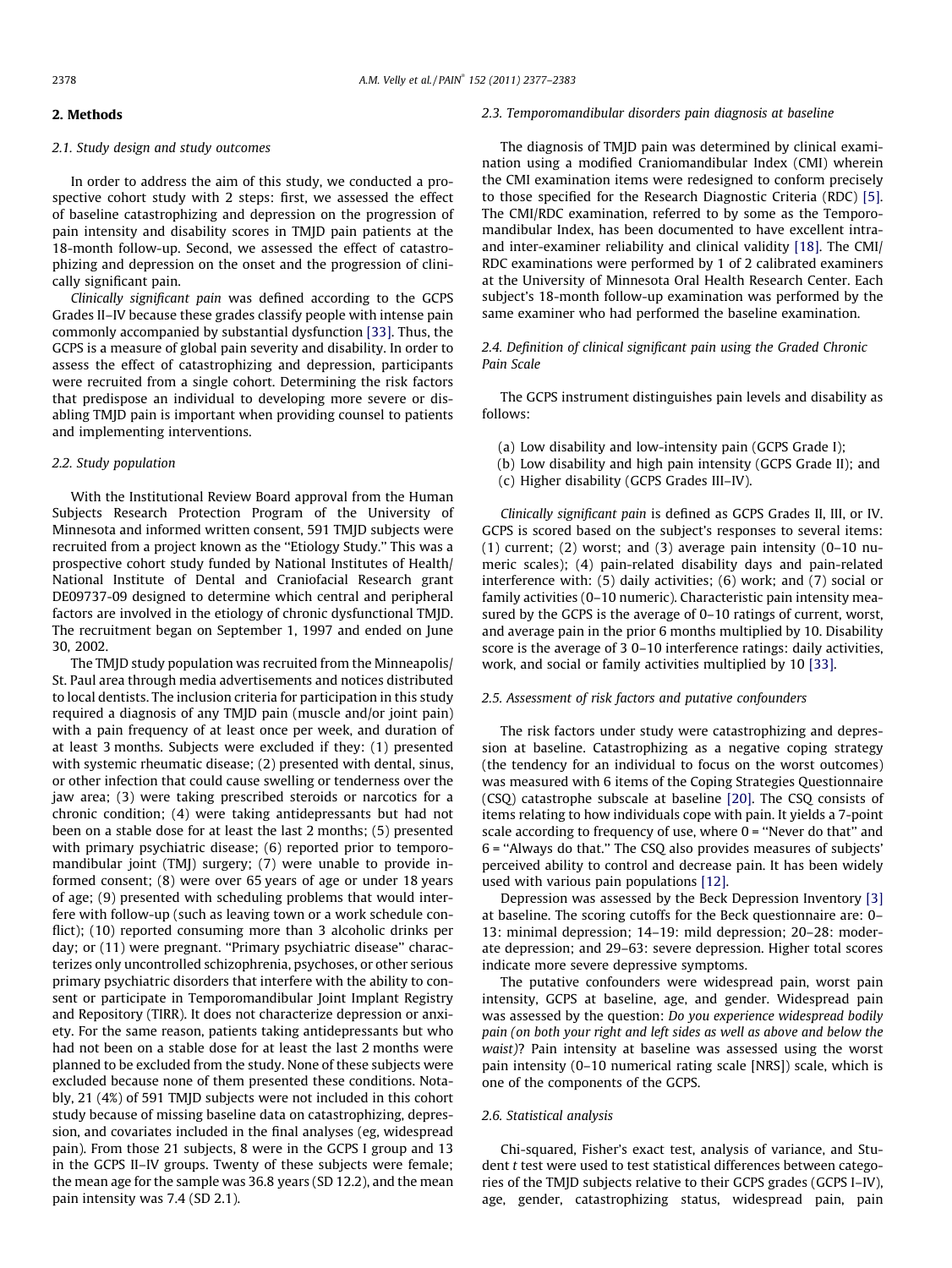## 2. Methods

### 2.1. Study design and study outcomes

In order to address the aim of this study, we conducted a prospective cohort study with 2 steps: first, we assessed the effect of baseline catastrophizing and depression on the progression of pain intensity and disability scores in TMJD pain patients at the 18-month follow-up. Second, we assessed the effect of catastrophizing and depression on the onset and the progression of clinically significant pain.

*Clinically significant pain* was defined according to the GCPS Grades II–IV because these grades classify people with intense pain commonly accompanied by substantial dysfunction [33]. Thus, the GCPS is a measure of global pain severity and disability. In order to assess the effect of catastrophizing and depression, participants were recruited from a single cohort. Determining the risk factors that predispose an individual to developing more severe or disabling TMJD pain is important when providing counsel to patients and implementing interventions.

### 2.2. Study population

With the Institutional Review Board approval from the Human Subjects Research Protection Program of the University of Minnesota and informed written consent, 591 TMJD subjects were recruited from a project known as the "Etiology Study." This was a prospective cohort study funded by National Institutes of Health/National Institute of Dental and Craniofacial Research grant DE09737-09 designed to determine which central and peripheral factors are involved in the etiology of chronic dysfunctional TMJD. The recruitment began on September 1, 1997 and ended on June 30, 2002.

The TMJD study population was recruited from the Minneapolis/St. Paul area through media advertisements and notices distributed to local dentists. The inclusion criteria for participation in this study required a diagnosis of any TMJD pain (muscle and/or joint pain) with a pain frequency of at least once per week, and duration of at least 3 months. Subjects were excluded if they: (1) presented with systemic rheumatic disease; (2) presented with dental, sinus, or other infection that could cause swelling or tenderness over the jaw area; (3) were taking prescribed steroids or narcotics for a chronic condition; (4) were taking antidepressants but had not been on a stable dose for at least the last 2 months; (5) presented with primary psychiatric disease; (6) reported prior to temporomandibular joint (TMJ) surgery; (7) were unable to provide informed consent; (8) were over 65 years of age or under 18 years of age; (9) presented with scheduling problems that would interfere with follow-up (such as leaving town or a work schedule conflict); (10) reported consuming more than 3 alcoholic drinks per day; or (11) were pregnant. "Primary psychiatric disease" characterizes only uncontrolled schizophrenia, psychoses, or other serious primary psychiatric disorders that interfere with the ability to consent or participate in Temporomandibular Joint Implant Registry and Repository (TIRR). It does not characterize depression or anxiety. For the same reason, patients taking antidepressants but who had not been on a stable dose for at least the last 2 months were planned to be excluded from the study. None of these subjects were excluded because none of them presented these conditions. Notably, 21 (4%) of 591 TMJD subjects were not included in this cohort study because of missing baseline data on catastrophizing, depression, and covariates included in the final analyses (eg, widespread pain). From those 21 subjects, 8 were in the GCPS I group and 13 in the GCPS II–IV groups. Twenty of these subjects were female; the mean age for the sample was 36.8 years (SD 12.2), and the mean pain intensity was 7.4 (SD 2.1).

### 2.3. Temporomandibular disorders pain diagnosis at baseline

The diagnosis of TMJD pain was determined by clinical examination using a modified Craniomandibular Index (CMI) wherein the CMI examination items were redesigned to conform precisely to those specified for the Research Diagnostic Criteria (RDC) [5]. The CMI/RDC examination, referred to by some as the Temporomandibular Index, has been documented to have excellent intra- and inter-examiner reliability and clinical validity [18]. The CMI/RDC examinations were performed by 1 of 2 calibrated examiners at the University of Minnesota Oral Health Research Center. Each subject's 18-month follow-up examination was performed by the same examiner who had performed the baseline examination.

### 2.4. Definition of clinical significant pain using the Graded Chronic Pain Scale

The GCPS instrument distinguishes pain levels and disability as follows:

(a) Low disability and low-intensity pain (GCPS Grade I);
(b) Low disability and high pain intensity (GCPS Grade II); and
(c) Higher disability (GCPS Grades III–IV).

*Clinically significant pain* is defined as GCPS Grades II, III, or IV. GCPS is scored based on the subject's responses to several items: (1) current; (2) worst; and (3) average pain intensity (0–10 numeric scales); (4) pain-related disability days and pain-related interference with: (5) daily activities; (6) work; and (7) social or family activities (0–10 numeric). Characteristic pain intensity measured by the GCPS is the average of 0–10 ratings of current, worst, and average pain in the prior 6 months multiplied by 10. Disability score is the average of 3 0–10 interference ratings: daily activities, work, and social or family activities multiplied by 10 [33].

### 2.5. Assessment of risk factors and putative confounders

The risk factors under study were catastrophizing and depression at baseline. Catastrophizing as a negative coping strategy (the tendency for an individual to focus on the worst outcomes) was measured with 6 items of the Coping Strategies Questionnaire (CSQ) catastrophe subscale at baseline [20]. The CSQ consists of items relating to how individuals cope with pain. It yields a 7-point scale according to frequency of use, where 0 = "Never do that" and 6 = "Always do that." The CSQ also provides measures of subjects' perceived ability to control and decrease pain. It has been widely used with various pain populations [12].

Depression was assessed by the Beck Depression Inventory [3] at baseline. The scoring cutoffs for the Beck questionnaire are: 0–13: minimal depression; 14–19: mild depression; 20–28: moderate depression; and 29–63: severe depression. Higher total scores indicate more severe depressive symptoms.

The putative confounders were widespread pain, worst pain intensity, GCPS at baseline, age, and gender. Widespread pain was assessed by the question: *Do you experience widespread bodily pain (on both your right and left sides as well as above and below the waist)*? Pain intensity at baseline was assessed using the worst pain intensity (0–10 numerical rating scale [NRS]) scale, which is one of the components of the GCPS.

### 2.6. Statistical analysis

Chi-squared, Fisher's exact test, analysis of variance, and Student *t* test were used to test statistical differences between categories of the TMJD subjects relative to their GCPS grades (GCPS I–IV), age, gender, catastrophizing status, widespread pain, pain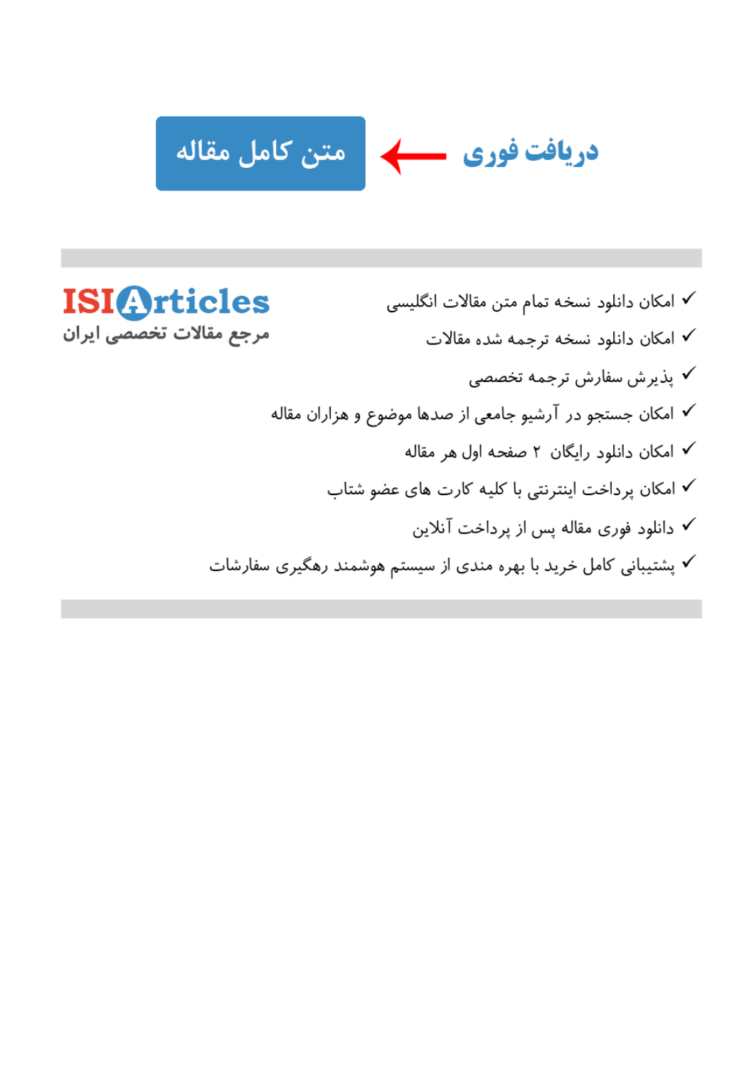دریافت فوری ← متن کامل مقاله

**ISIArticles**
مرجع مقالات تخصصی ایران

- ✓ امکان دانلود نسخه تمام متن مقالات انگلیسی
- ✓ امکان دانلود نسخه ترجمه شده مقالات
- ✓ پذیرش سفارش ترجمه تخصصی
- ✓ امکان جستجو در آرشیو جامعی از صدها موضوع و هزاران مقاله
- ✓ امکان دانلود رایگان ۲ صفحه اول هر مقاله
- ✓ امکان پرداخت اینترنتی با کلیه کارت های عضو شتاب
- ✓ دانلود فوری مقاله پس از پرداخت آنلاین
- ✓ پشتیبانی کامل خرید با بهره مندی از سیستم هوشمند رهگیری سفارشات